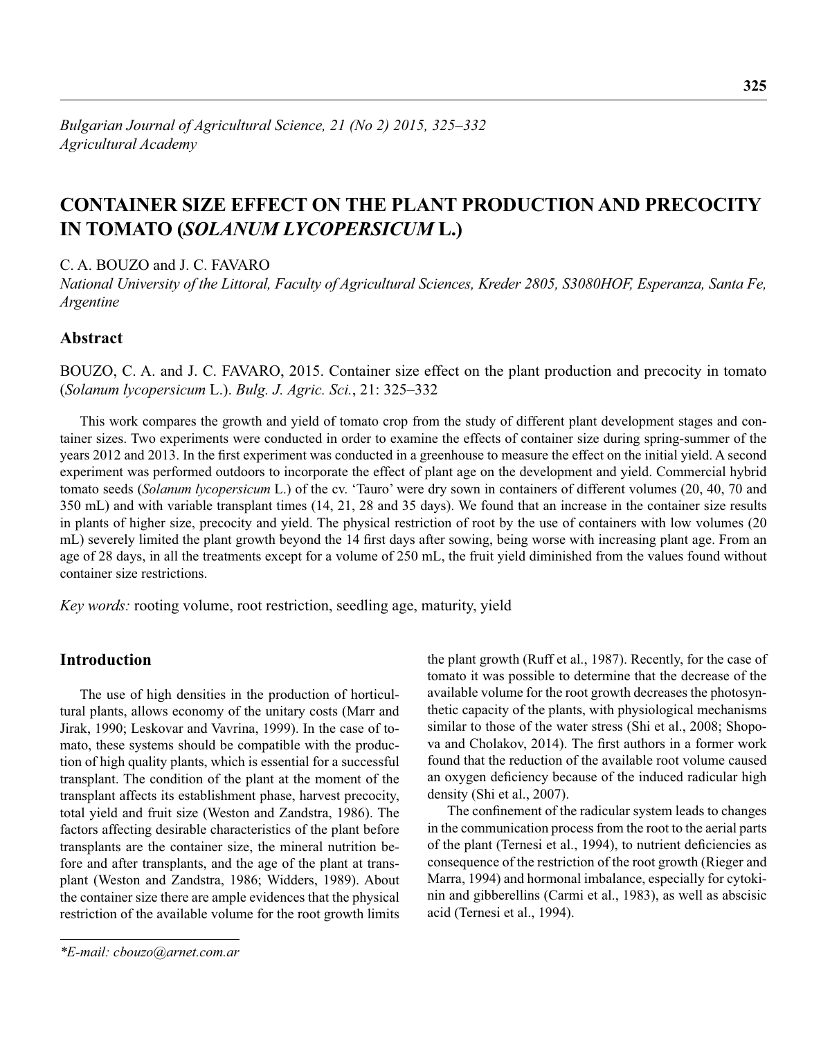*Bulgarian Journal of Agricultural Science, 21 (No 2) 2015, 325–332*
*Agricultural Academy*

# CONTAINER SIZE EFFECT ON THE PLANT PRODUCTION AND PRECOCITY IN TOMATO (*SOLANUM LYCOPERSICUM* L.)

C. A. BOUZO and J. C. FAVARO

*National University of the Littoral, Faculty of Agricultural Sciences, Kreder 2805, S3080HOF, Esperanza, Santa Fe, Argentine*

## Abstract

BOUZO, C. A. and J. C. FAVARO, 2015. Container size effect on the plant production and precocity in tomato (*Solanum lycopersicum* L.). *Bulg. J. Agric. Sci.*, 21: 325–332

This work compares the growth and yield of tomato crop from the study of different plant development stages and container sizes. Two experiments were conducted in order to examine the effects of container size during spring-summer of the years 2012 and 2013. In the first experiment was conducted in a greenhouse to measure the effect on the initial yield. A second experiment was performed outdoors to incorporate the effect of plant age on the development and yield. Commercial hybrid tomato seeds (*Solanum lycopersicum* L.) of the cv. 'Tauro' were dry sown in containers of different volumes (20, 40, 70 and 350 mL) and with variable transplant times (14, 21, 28 and 35 days). We found that an increase in the container size results in plants of higher size, precocity and yield. The physical restriction of root by the use of containers with low volumes (20 mL) severely limited the plant growth beyond the 14 first days after sowing, being worse with increasing plant age. From an age of 28 days, in all the treatments except for a volume of 250 mL, the fruit yield diminished from the values found without container size restrictions.

*Key words:* rooting volume, root restriction, seedling age, maturity, yield

## Introduction

The use of high densities in the production of horticultural plants, allows economy of the unitary costs (Marr and Jirak, 1990; Leskovar and Vavrina, 1999). In the case of tomato, these systems should be compatible with the production of high quality plants, which is essential for a successful transplant. The condition of the plant at the moment of the transplant affects its establishment phase, harvest precocity, total yield and fruit size (Weston and Zandstra, 1986). The factors affecting desirable characteristics of the plant before transplants are the container size, the mineral nutrition before and after transplants, and the age of the plant at transplant (Weston and Zandstra, 1986; Widders, 1989). About the container size there are ample evidences that the physical restriction of the available volume for the root growth limits the plant growth (Ruff et al., 1987). Recently, for the case of tomato it was possible to determine that the decrease of the available volume for the root growth decreases the photosynthetic capacity of the plants, with physiological mechanisms similar to those of the water stress (Shi et al., 2008; Shopova and Cholakov, 2014). The first authors in a former work found that the reduction of the available root volume caused an oxygen deficiency because of the induced radicular high density (Shi et al., 2007).

The confinement of the radicular system leads to changes in the communication process from the root to the aerial parts of the plant (Ternesi et al., 1994), to nutrient deficiencies as consequence of the restriction of the root growth (Rieger and Marra, 1994) and hormonal imbalance, especially for cytokinin and gibberellins (Carmi et al., 1983), as well as abscisic acid (Ternesi et al., 1994).

*E-mail: cbouzo@arnet.com.ar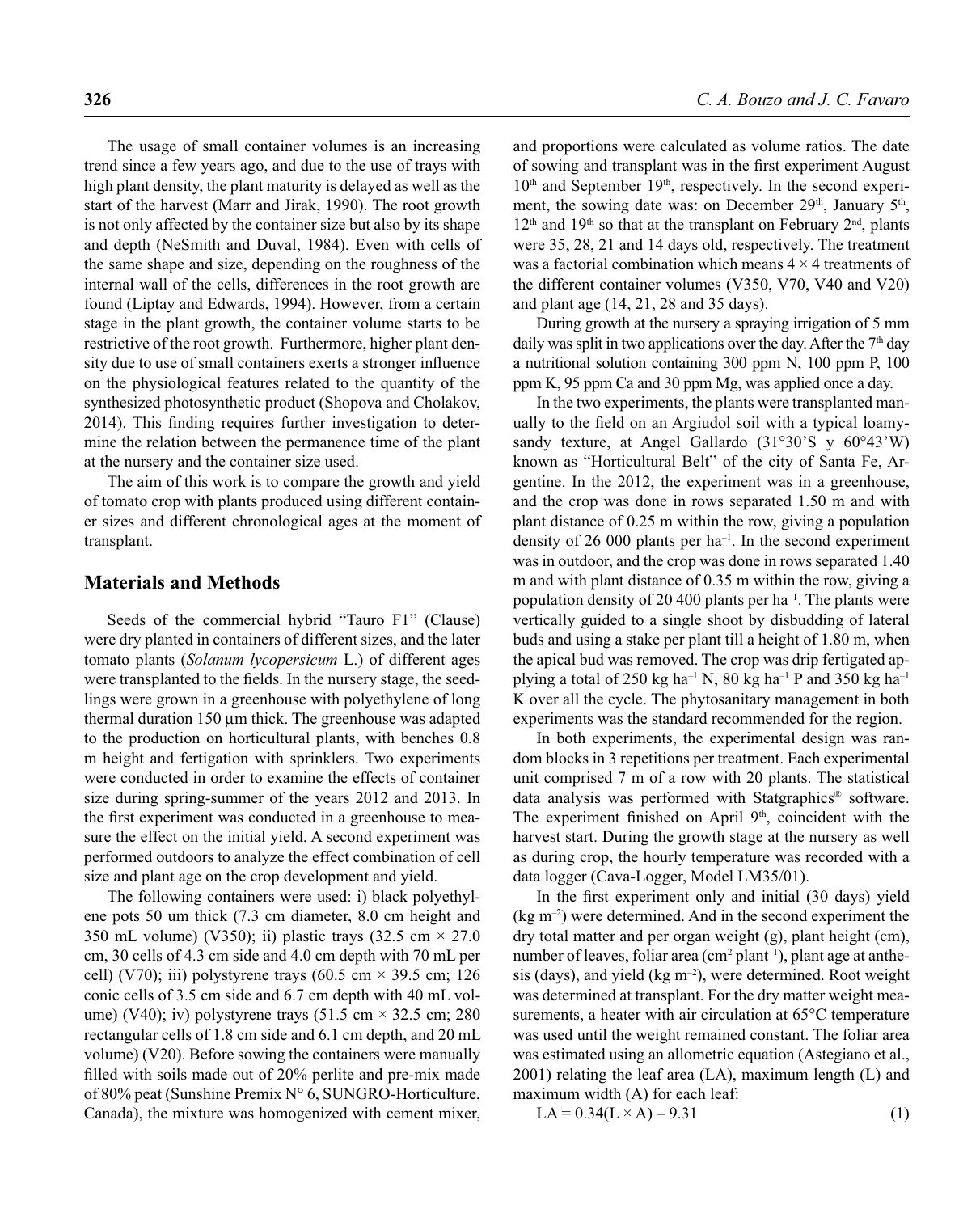The usage of small container volumes is an increasing trend since a few years ago, and due to the use of trays with high plant density, the plant maturity is delayed as well as the start of the harvest (Marr and Jirak, 1990). The root growth is not only affected by the container size but also by its shape and depth (NeSmith and Duval, 1984). Even with cells of the same shape and size, depending on the roughness of the internal wall of the cells, differences in the root growth are found (Liptay and Edwards, 1994). However, from a certain stage in the plant growth, the container volume starts to be restrictive of the root growth. Furthermore, higher plant density due to use of small containers exerts a stronger influence on the physiological features related to the quantity of the synthesized photosynthetic product (Shopova and Cholakov, 2014). This finding requires further investigation to determine the relation between the permanence time of the plant at the nursery and the container size used.

The aim of this work is to compare the growth and yield of tomato crop with plants produced using different container sizes and different chronological ages at the moment of transplant.

## Materials and Methods

Seeds of the commercial hybrid "Tauro F1" (Clause) were dry planted in containers of different sizes, and the later tomato plants (*Solanum lycopersicum* L.) of different ages were transplanted to the fields. In the nursery stage, the seedlings were grown in a greenhouse with polyethylene of long thermal duration 150 µm thick. The greenhouse was adapted to the production on horticultural plants, with benches 0.8 m height and fertigation with sprinklers. Two experiments were conducted in order to examine the effects of container size during spring-summer of the years 2012 and 2013. In the first experiment was conducted in a greenhouse to measure the effect on the initial yield. A second experiment was performed outdoors to analyze the effect combination of cell size and plant age on the crop development and yield.

The following containers were used: i) black polyethylene pots 50 um thick (7.3 cm diameter, 8.0 cm height and 350 mL volume) (V350); ii) plastic trays (32.5 cm × 27.0 cm, 30 cells of 4.3 cm side and 4.0 cm depth with 70 mL per cell) (V70); iii) polystyrene trays (60.5 cm × 39.5 cm; 126 conic cells of 3.5 cm side and 6.7 cm depth with 40 mL volume) (V40); iv) polystyrene trays (51.5 cm × 32.5 cm; 280 rectangular cells of 1.8 cm side and 6.1 cm depth, and 20 mL volume) (V20). Before sowing the containers were manually filled with soils made out of 20% perlite and pre-mix made of 80% peat (Sunshine Premix N° 6, SUNGRO-Horticulture, Canada), the mixture was homogenized with cement mixer, and proportions were calculated as volume ratios. The date of sowing and transplant was in the first experiment August 10th and September 19th, respectively. In the second experiment, the sowing date was: on December 29th, January 5th, 12th and 19th so that at the transplant on February 2nd, plants were 35, 28, 21 and 14 days old, respectively. The treatment was a factorial combination which means 4 × 4 treatments of the different container volumes (V350, V70, V40 and V20) and plant age (14, 21, 28 and 35 days).

During growth at the nursery a spraying irrigation of 5 mm daily was split in two applications over the day. After the 7th day a nutritional solution containing 300 ppm N, 100 ppm P, 100 ppm K, 95 ppm Ca and 30 ppm Mg, was applied once a day.

In the two experiments, the plants were transplanted manually to the field on an Argiudol soil with a typical loamy-sandy texture, at Angel Gallardo (31°30'S y 60°43'W) known as "Horticultural Belt" of the city of Santa Fe, Argentine. In the 2012, the experiment was in a greenhouse, and the crop was done in rows separated 1.50 m and with plant distance of 0.25 m within the row, giving a population density of 26 000 plants per ha$^{-1}$. In the second experiment was in outdoor, and the crop was done in rows separated 1.40 m and with plant distance of 0.35 m within the row, giving a population density of 20 400 plants per ha$^{-1}$. The plants were vertically guided to a single shoot by disbudding of lateral buds and using a stake per plant till a height of 1.80 m, when the apical bud was removed. The crop was drip fertigated applying a total of 250 kg ha$^{-1}$ N, 80 kg ha$^{-1}$ P and 350 kg ha$^{-1}$ K over all the cycle. The phytosanitary management in both experiments was the standard recommended for the region.

In both experiments, the experimental design was random blocks in 3 repetitions per treatment. Each experimental unit comprised 7 m of a row with 20 plants. The statistical data analysis was performed with Statgraphics® software. The experiment finished on April 9th, coincident with the harvest start. During the growth stage at the nursery as well as during crop, the hourly temperature was recorded with a data logger (Cava-Logger, Model LM35/01).

In the first experiment only and initial (30 days) yield (kg m$^{-2}$) were determined. And in the second experiment the dry total matter and per organ weight (g), plant height (cm), number of leaves, foliar area (cm$^2$ plant$^{-1}$), plant age at anthesis (days), and yield (kg m$^{-2}$), were determined. Root weight was determined at transplant. For the dry matter weight measurements, a heater with air circulation at 65°C temperature was used until the weight remained constant. The foliar area was estimated using an allometric equation (Astegiano et al., 2001) relating the leaf area (LA), maximum length (L) and maximum width (A) for each leaf:

$$LA = 0.34(L \times A) - 9.31 \quad (1)$$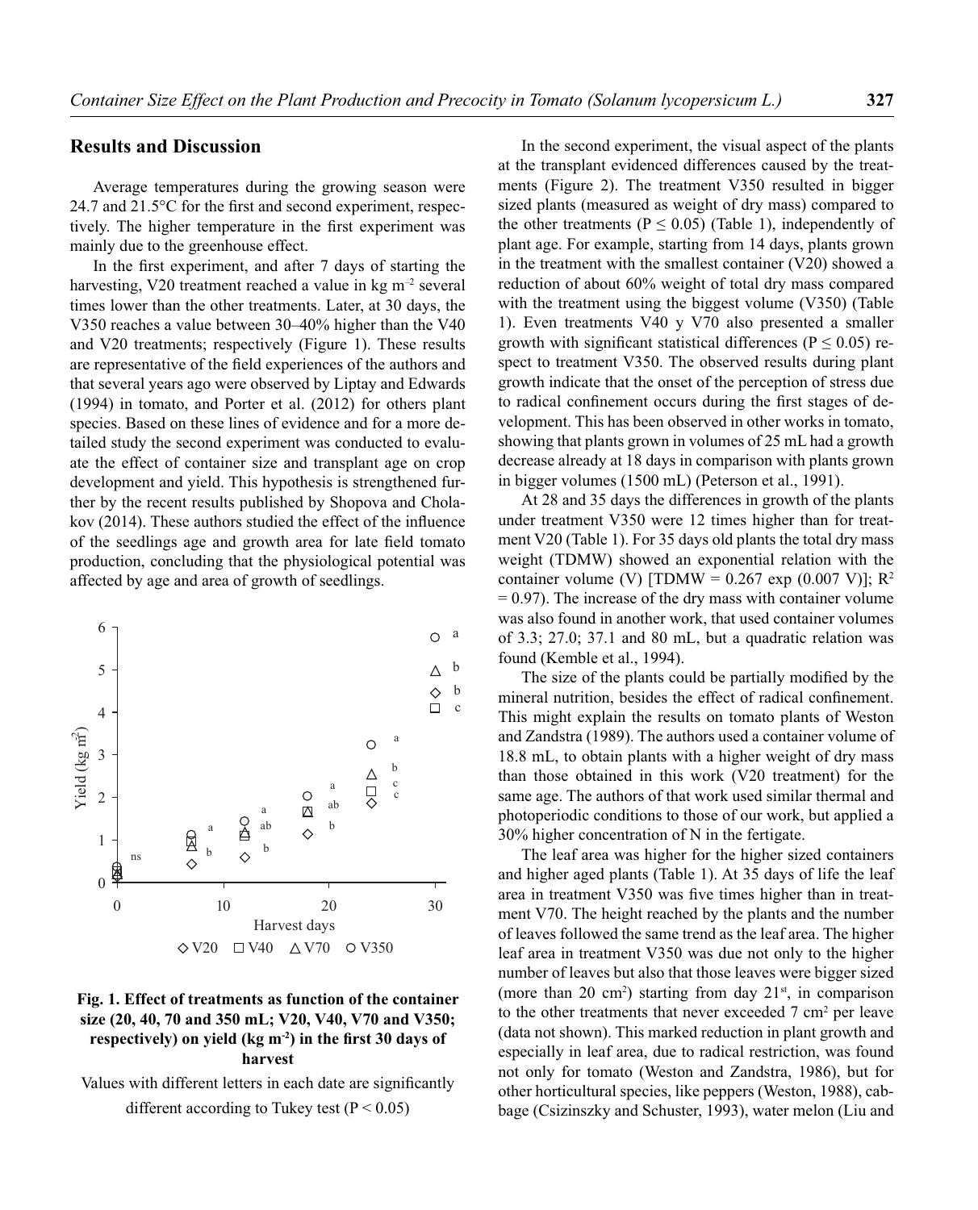## Results and Discussion

Average temperatures during the growing season were 24.7 and 21.5°C for the first and second experiment, respectively. The higher temperature in the first experiment was mainly due to the greenhouse effect.

In the first experiment, and after 7 days of starting the harvesting, V20 treatment reached a value in kg m$^{-2}$ several times lower than the other treatments. Later, at 30 days, the V350 reaches a value between 30–40% higher than the V40 and V20 treatments; respectively (Figure 1). These results are representative of the field experiences of the authors and that several years ago were observed by Liptay and Edwards (1994) in tomato, and Porter et al. (2012) for others plant species. Based on these lines of evidence and for a more detailed study the second experiment was conducted to evaluate the effect of container size and transplant age on crop development and yield. This hypothesis is strengthened further by the recent results published by Shopova and Cholakov (2014). These authors studied the effect of the influence of the seedlings age and growth area for late field tomato production, concluding that the physiological potential was affected by age and area of growth of seedlings.

**Fig. 1. Effect of treatments as function of the container size (20, 40, 70 and 350 mL; V20, V40, V70 and V350; respectively) on yield (kg m$^{-2}$) in the first 30 days of harvest**

Values with different letters in each date are significantly different according to Tukey test ($P < 0.05$)

In the second experiment, the visual aspect of the plants at the transplant evidenced differences caused by the treatments (Figure 2). The treatment V350 resulted in bigger sized plants (measured as weight of dry mass) compared to the other treatments ($P \leq 0.05$) (Table 1), independently of plant age. For example, starting from 14 days, plants grown in the treatment with the smallest container (V20) showed a reduction of about 60% weight of total dry mass compared with the treatment using the biggest volume (V350) (Table 1). Even treatments V40 y V70 also presented a smaller growth with significant statistical differences ($P \leq 0.05$) respect to treatment V350. The observed results during plant growth indicate that the onset of the perception of stress due to radical confinement occurs during the first stages of development. This has been observed in other works in tomato, showing that plants grown in volumes of 25 mL had a growth decrease already at 18 days in comparison with plants grown in bigger volumes (1500 mL) (Peterson et al., 1991).

At 28 and 35 days the differences in growth of the plants under treatment V350 were 12 times higher than for treatment V20 (Table 1). For 35 days old plants the total dry mass weight (TDMW) showed an exponential relation with the container volume (V) [$TDMW = 0.267 \exp(0.007\ V)$]; $R^2 = 0.97$). The increase of the dry mass with container volume was also found in another work, that used container volumes of 3.3; 27.0; 37.1 and 80 mL, but a quadratic relation was found (Kemble et al., 1994).

The size of the plants could be partially modified by the mineral nutrition, besides the effect of radical confinement. This might explain the results on tomato plants of Weston and Zandstra (1989). The authors used a container volume of 18.8 mL, to obtain plants with a higher weight of dry mass than those obtained in this work (V20 treatment) for the same age. The authors of that work used similar thermal and photoperiodic conditions to those of our work, but applied a 30% higher concentration of N in the fertigate.

The leaf area was higher for the higher sized containers and higher aged plants (Table 1). At 35 days of life the leaf area in treatment V350 was five times higher than in treatment V70. The height reached by the plants and the number of leaves followed the same trend as the leaf area. The higher leaf area in treatment V350 was due not only to the higher number of leaves but also that those leaves were bigger sized (more than 20 cm$^2$) starting from day 21$^{st}$, in comparison to the other treatments that never exceeded 7 cm$^2$ per leave (data not shown). This marked reduction in plant growth and especially in leaf area, due to radical restriction, was found not only for tomato (Weston and Zandstra, 1986), but for other horticultural species, like peppers (Weston, 1988), cabbage (Csizinszky and Schuster, 1993), water melon (Liu and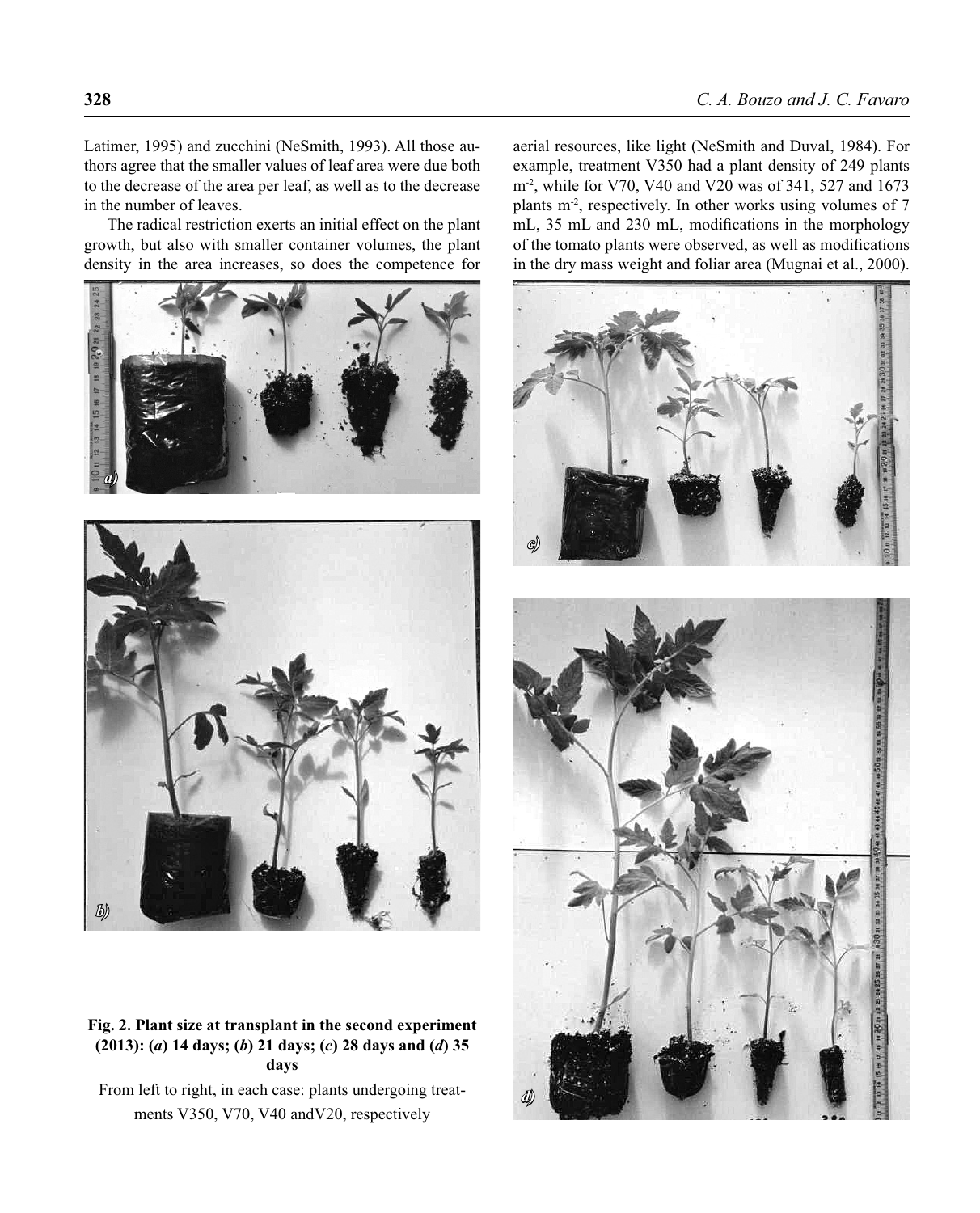Latimer, 1995) and zucchini (NeSmith, 1993). All those authors agree that the smaller values of leaf area were due both to the decrease of the area per leaf, as well as to the decrease in the number of leaves.

The radical restriction exerts an initial effect on the plant growth, but also with smaller container volumes, the plant density in the area increases, so does the competence for aerial resources, like light (NeSmith and Duval, 1984). For example, treatment V350 had a plant density of 249 plants m$^{-2}$, while for V70, V40 and V20 was of 341, 527 and 1673 plants m$^{-2}$, respectively. In other works using volumes of 7 mL, 35 mL and 230 mL, modifications in the morphology of the tomato plants were observed, as well as modifications in the dry mass weight and foliar area (Mugnai et al., 2000).

**Fig. 2. Plant size at transplant in the second experiment (2013): (*a*) 14 days; (*b*) 21 days; (*c*) 28 days and (*d*) 35 days**

From left to right, in each case: plants undergoing treatments V350, V70, V40 andV20, respectively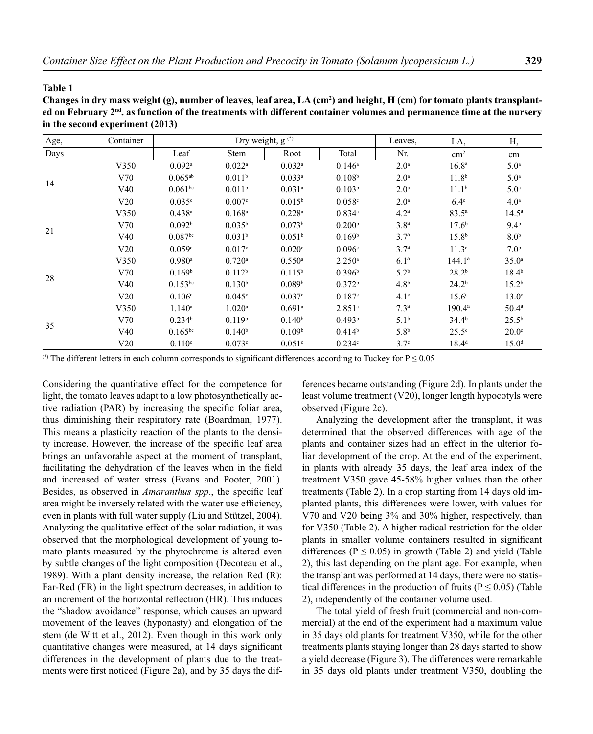**Table 1**

**Changes in dry mass weight (g), number of leaves, leaf area, LA ($cm^2$) and height, H (cm) for tomato plants transplanted on February 2nd, as function of the treatments with different container volumes and permanence time at the nursery in the second experiment (2013)**

| Age, | Container | Dry weight, g (*) | | | | Leaves, | LA, | H, |
|---|---|---|---|---|---|---|---|---|
| Days | | Leaf | Stem | Root | Total | Nr. | $cm^2$ | cm |
| 14 | V350 | $0.092^a$ | $0.022^a$ | $0.032^a$ | $0.146^a$ | $2.0^a$ | $16.8^a$ | $5.0^a$ |
| | V70 | $0.065^{ab}$ | $0.011^b$ | $0.033^a$ | $0.108^b$ | $2.0^a$ | $11.8^b$ | $5.0^a$ |
| | V40 | $0.061^{bc}$ | $0.011^b$ | $0.031^a$ | $0.103^b$ | $2.0^a$ | $11.1^b$ | $5.0^a$ |
| | V20 | $0.035^c$ | $0.007^c$ | $0.015^b$ | $0.058^c$ | $2.0^a$ | $6.4^c$ | $4.0^a$ |
| 21 | V350 | $0.438^a$ | $0.168^a$ | $0.228^a$ | $0.834^a$ | $4.2^a$ | $83.5^a$ | $14.5^a$ |
| | V70 | $0.092^b$ | $0.035^b$ | $0.073^b$ | $0.200^b$ | $3.8^a$ | $17.6^b$ | $9.4^b$ |
| | V40 | $0.087^{bc}$ | $0.031^b$ | $0.051^b$ | $0.169^b$ | $3.7^a$ | $15.8^b$ | $8.0^b$ |
| | V20 | $0.059^c$ | $0.017^c$ | $0.020^c$ | $0.096^c$ | $3.7^a$ | $11.3^c$ | $7.0^b$ |
| 28 | V350 | $0.980^a$ | $0.720^a$ | $0.550^a$ | $2.250^a$ | $6.1^a$ | $144.1^a$ | $35.0^a$ |
| | V70 | $0.169^b$ | $0.112^b$ | $0.115^b$ | $0.396^b$ | $5.2^b$ | $28.2^b$ | $18.4^b$ |
| | V40 | $0.153^{bc}$ | $0.130^b$ | $0.089^b$ | $0.372^b$ | $4.8^b$ | $24.2^b$ | $15.2^b$ |
| | V20 | $0.106^c$ | $0.045^c$ | $0.037^c$ | $0.187^c$ | $4.1^c$ | $15.6^c$ | $13.0^c$ |
| 35 | V350 | $1.140^a$ | $1.020^a$ | $0.691^a$ | $2.851^a$ | $7.3^a$ | $190.4^a$ | $50.4^a$ |
| | V70 | $0.234^b$ | $0.119^b$ | $0.140^b$ | $0.493^b$ | $5.1^b$ | $34.4^b$ | $25.5^b$ |
| | V40 | $0.165^{bc}$ | $0.140^b$ | $0.109^b$ | $0.414^b$ | $5.8^b$ | $25.5^c$ | $20.0^c$ |
| | V20 | $0.110^c$ | $0.073^c$ | $0.051^c$ | $0.234^c$ | $3.7^c$ | $18.4^d$ | $15.0^d$ |

(*) The different letters in each column corresponds to significant differences according to Tuckey for $P \leq 0.05$

Considering the quantitative effect for the competence for light, the tomato leaves adapt to a low photosynthetically active radiation (PAR) by increasing the specific foliar area, thus diminishing their respiratory rate (Boardman, 1977). This means a plasticity reaction of the plants to the density increase. However, the increase of the specific leaf area brings an unfavorable aspect at the moment of transplant, facilitating the dehydration of the leaves when in the field and increased of water stress (Evans and Pooter, 2001). Besides, as observed in *Amaranthus spp*., the specific leaf area might be inversely related with the water use efficiency, even in plants with full water supply (Liu and Stützel, 2004). Analyzing the qualitative effect of the solar radiation, it was observed that the morphological development of young tomato plants measured by the phytochrome is altered even by subtle changes of the light composition (Decoteau et al., 1989). With a plant density increase, the relation Red (R): Far-Red (FR) in the light spectrum decreases, in addition to an increment of the horizontal reflection (HR). This induces the "shadow avoidance" response, which causes an upward movement of the leaves (hyponasty) and elongation of the stem (de Witt et al., 2012). Even though in this work only quantitative changes were measured, at 14 days significant differences in the development of plants due to the treatments were first noticed (Figure 2a), and by 35 days the differences became outstanding (Figure 2d). In plants under the least volume treatment (V20), longer length hypocotyls were observed (Figure 2c).

Analyzing the development after the transplant, it was determined that the observed differences with age of the plants and container sizes had an effect in the ulterior foliar development of the crop. At the end of the experiment, in plants with already 35 days, the leaf area index of the treatment V350 gave 45-58% higher values than the other treatments (Table 2). In a crop starting from 14 days old implanted plants, this differences were lower, with values for V70 and V20 being 3% and 30% higher, respectively, than for V350 (Table 2). A higher radical restriction for the older plants in smaller volume containers resulted in significant differences ($P \leq 0.05$) in growth (Table 2) and yield (Table 2), this last depending on the plant age. For example, when the transplant was performed at 14 days, there were no statistical differences in the production of fruits ($P \leq 0.05$) (Table 2), independently of the container volume used.

The total yield of fresh fruit (commercial and non-commercial) at the end of the experiment had a maximum value in 35 days old plants for treatment V350, while for the other treatments plants staying longer than 28 days started to show a yield decrease (Figure 3). The differences were remarkable in 35 days old plants under treatment V350, doubling the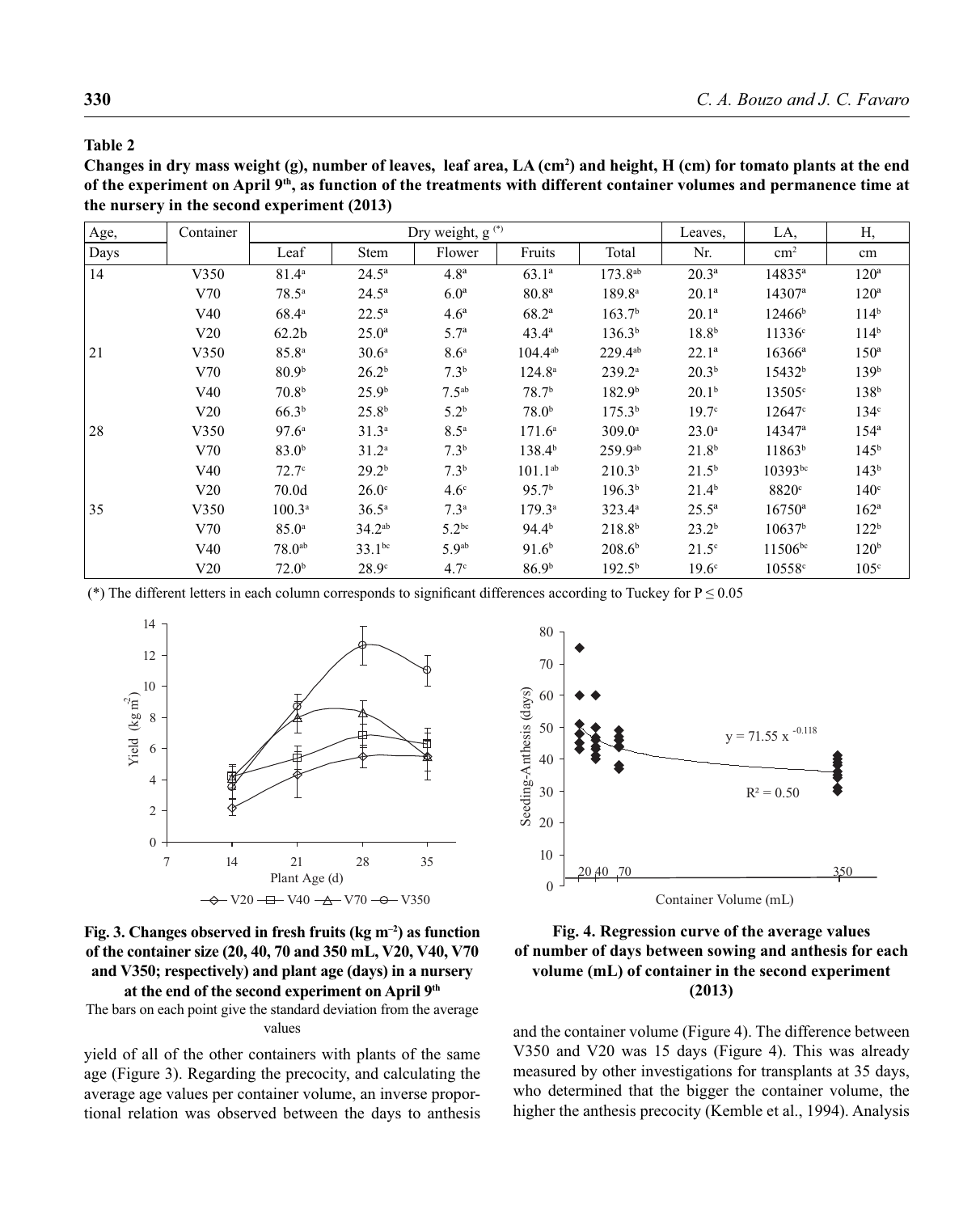**Table 2**

**Changes in dry mass weight (g), number of leaves, leaf area, LA ($cm^2$) and height, H (cm) for tomato plants at the end of the experiment on April 9th, as function of the treatments with different container volumes and permanence time at the nursery in the second experiment (2013)**

| Age, | Container | Dry weight, g (*) | | | | | Leaves, | LA, | H, |
|---|---|---|---|---|---|---|---|---|---|
| Days | | Leaf | Stem | Flower | Fruits | Total | Nr. | $cm^2$ | cm |
| 14 | V350 | 81.4[a] | 24.5[a] | 4.8[a] | 63.1[a] | 173.8[ab] | 20.3[a] | 14835[a] | 120[a] |
| | V70 | 78.5[a] | 24.5[a] | 6.0[a] | 80.8[a] | 189.8[a] | 20.1[a] | 14307[a] | 120[a] |
| | V40 | 68.4[a] | 22.5[a] | 4.6[a] | 68.2[a] | 163.7[b] | 20.1[a] | 12466[b] | 114[b] |
| | V20 | 62.2b | 25.0[a] | 5.7[a] | 43.4[a] | 136.3[b] | 18.8[b] | 11336[c] | 114[b] |
| 21 | V350 | 85.8[a] | 30.6[a] | 8.6[a] | 104.4[ab] | 229.4[ab] | 22.1[a] | 16366[a] | 150[a] |
| | V70 | 80.9[b] | 26.2[b] | 7.3[b] | 124.8[a] | 239.2[a] | 20.3[b] | 15432[b] | 139[b] |
| | V40 | 70.8[b] | 25.9[b] | 7.5[ab] | 78.7[b] | 182.9[b] | 20.1[b] | 13505[c] | 138[b] |
| | V20 | 66.3[b] | 25.8[b] | 5.2[b] | 78.0[b] | 175.3[b] | 19.7[c] | 12647[c] | 134[c] |
| 28 | V350 | 97.6[a] | 31.3[a] | 8.5[a] | 171.6[a] | 309.0[a] | 23.0[a] | 14347[a] | 154[a] |
| | V70 | 83.0[b] | 31.2[a] | 7.3[b] | 138.4[b] | 259.9[ab] | 21.8[b] | 11863[b] | 145[b] |
| | V40 | 72.7[c] | 29.2[b] | 7.3[b] | 101.1[ab] | 210.3[b] | 21.5[b] | 10393[bc] | 143[b] |
| | V20 | 70.0d | 26.0[c] | 4.6[c] | 95.7[b] | 196.3[b] | 21.4[b] | 8820[c] | 140[c] |
| 35 | V350 | 100.3[a] | 36.5[a] | 7.3[a] | 179.3[a] | 323.4[a] | 25.5[a] | 16750[a] | 162[a] |
| | V70 | 85.0[a] | 34.2[ab] | 5.2[bc] | 94.4[b] | 218.8[b] | 23.2[b] | 10637[b] | 122[b] |
| | V40 | 78.0[ab] | 33.1[bc] | 5.9[ab] | 91.6[b] | 208.6[b] | 21.5[c] | 11506[bc] | 120[b] |
| | V20 | 72.0[b] | 28.9[c] | 4.7[c] | 86.9[b] | 192.5[b] | 19.6[c] | 10558[c] | 105[c] |

(*) The different letters in each column corresponds to significant differences according to Tuckey for $P \leq 0.05$

**Fig. 3. Changes observed in fresh fruits ($kg\ m^{-2}$) as function of the container size (20, 40, 70 and 350 mL, V20, V40, V70 and V350; respectively) and plant age (days) in a nursery at the end of the second experiment on April 9th**

The bars on each point give the standard deviation from the average values

**Fig. 4. Regression curve of the average values of number of days between sowing and anthesis for each volume (mL) of container in the second experiment (2013)**

yield of all of the other containers with plants of the same age (Figure 3). Regarding the precocity, and calculating the average age values per container volume, an inverse proportional relation was observed between the days to anthesis and the container volume (Figure 4). The difference between V350 and V20 was 15 days (Figure 4). This was already measured by other investigations for transplants at 35 days, who determined that the bigger the container volume, the higher the anthesis precocity (Kemble et al., 1994). Analysis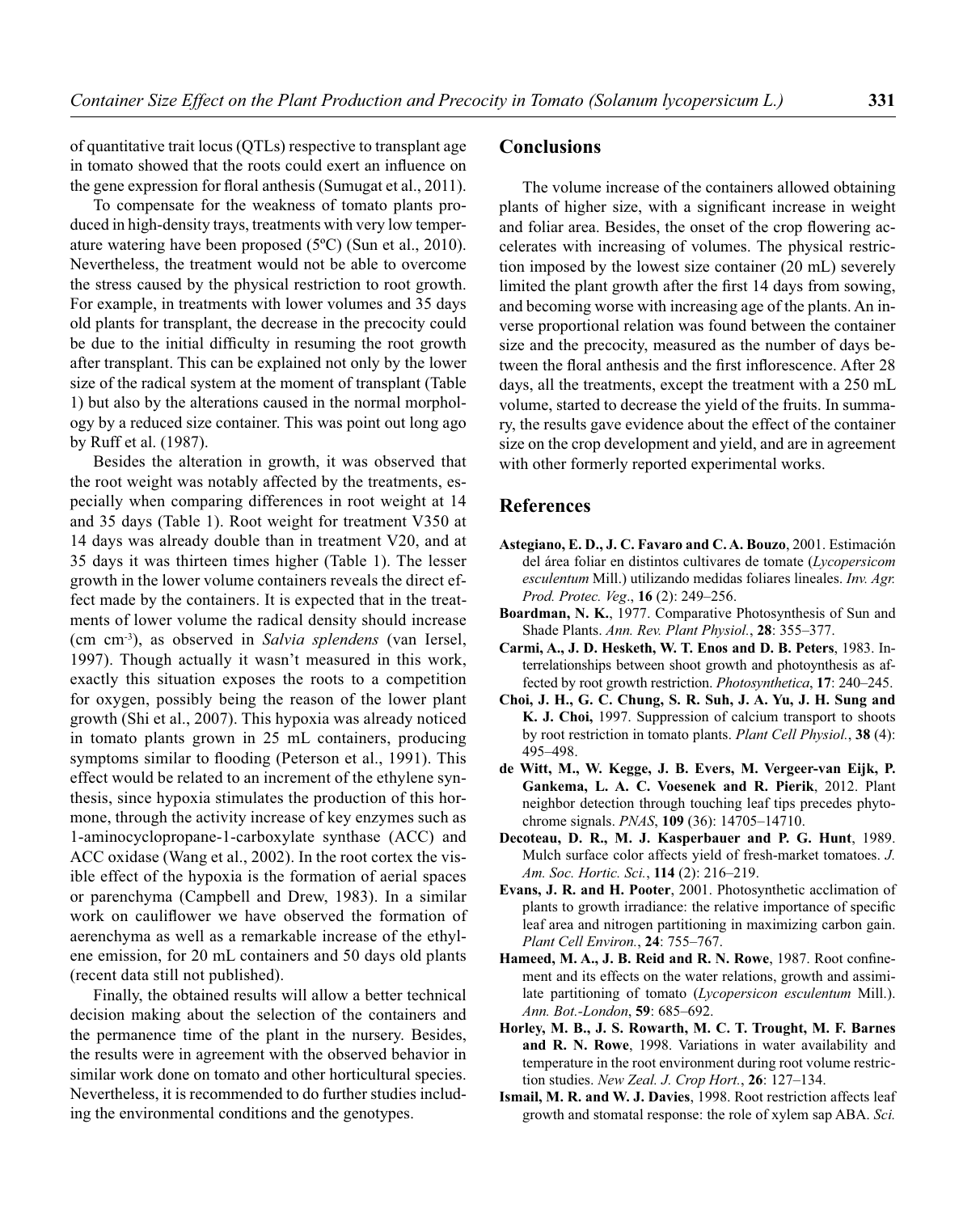of quantitative trait locus (QTLs) respective to transplant age in tomato showed that the roots could exert an influence on the gene expression for floral anthesis (Sumugat et al., 2011).

To compensate for the weakness of tomato plants produced in high-density trays, treatments with very low temperature watering have been proposed (5ºC) (Sun et al., 2010). Nevertheless, the treatment would not be able to overcome the stress caused by the physical restriction to root growth. For example, in treatments with lower volumes and 35 days old plants for transplant, the decrease in the precocity could be due to the initial difficulty in resuming the root growth after transplant. This can be explained not only by the lower size of the radical system at the moment of transplant (Table 1) but also by the alterations caused in the normal morphology by a reduced size container. This was point out long ago by Ruff et al. (1987).

Besides the alteration in growth, it was observed that the root weight was notably affected by the treatments, especially when comparing differences in root weight at 14 and 35 days (Table 1). Root weight for treatment V350 at 14 days was already double than in treatment V20, and at 35 days it was thirteen times higher (Table 1). The lesser growth in the lower volume containers reveals the direct effect made by the containers. It is expected that in the treatments of lower volume the radical density should increase (cm $cm^{-3}$), as observed in *Salvia splendens* (van Iersel, 1997). Though actually it wasn't measured in this work, exactly this situation exposes the roots to a competition for oxygen, possibly being the reason of the lower plant growth (Shi et al., 2007). This hypoxia was already noticed in tomato plants grown in 25 mL containers, producing symptoms similar to flooding (Peterson et al., 1991). This effect would be related to an increment of the ethylene synthesis, since hypoxia stimulates the production of this hormone, through the activity increase of key enzymes such as 1-aminocyclopropane-1-carboxylate synthase (ACC) and ACC oxidase (Wang et al., 2002). In the root cortex the visible effect of the hypoxia is the formation of aerial spaces or parenchyma (Campbell and Drew, 1983). In a similar work on cauliflower we have observed the formation of aerenchyma as well as a remarkable increase of the ethylene emission, for 20 mL containers and 50 days old plants (recent data still not published).

Finally, the obtained results will allow a better technical decision making about the selection of the containers and the permanence time of the plant in the nursery. Besides, the results were in agreement with the observed behavior in similar work done on tomato and other horticultural species. Nevertheless, it is recommended to do further studies including the environmental conditions and the genotypes.

## Conclusions

The volume increase of the containers allowed obtaining plants of higher size, with a significant increase in weight and foliar area. Besides, the onset of the crop flowering accelerates with increasing of volumes. The physical restriction imposed by the lowest size container (20 mL) severely limited the plant growth after the first 14 days from sowing, and becoming worse with increasing age of the plants. An inverse proportional relation was found between the container size and the precocity, measured as the number of days between the floral anthesis and the first inflorescence. After 28 days, all the treatments, except the treatment with a 250 mL volume, started to decrease the yield of the fruits. In summary, the results gave evidence about the effect of the container size on the crop development and yield, and are in agreement with other formerly reported experimental works.

## References

**Astegiano, E. D., J. C. Favaro and C. A. Bouzo**, 2001. Estimación del área foliar en distintos cultivares de tomate (*Lycopersicom esculentum* Mill.) utilizando medidas foliares lineales. *Inv. Agr. Prod. Protec. Veg*., **16** (2): 249–256.

**Boardman, N. K.**, 1977. Comparative Photosynthesis of Sun and Shade Plants. *Ann. Rev. Plant Physiol.*, **28**: 355–377.

**Carmi, A., J. D. Hesketh, W. T. Enos and D. B. Peters**, 1983. Interrelationships between shoot growth and photoynthesis as affected by root growth restriction. *Photosynthetica*, **17**: 240–245.

**Choi, J. H., G. C. Chung, S. R. Suh, J. A. Yu, J. H. Sung and K. J. Choi,** 1997. Suppression of calcium transport to shoots by root restriction in tomato plants. *Plant Cell Physiol.*, **38** (4): 495–498.

**de Witt, M., W. Kegge, J. B. Evers, M. Vergeer-van Eijk, P. Gankema, L. A. C. Voesenek and R. Pierik**, 2012. Plant neighbor detection through touching leaf tips precedes phytochrome signals. *PNAS*, **109** (36): 14705–14710.

**Decoteau, D. R., M. J. Kasperbauer and P. G. Hunt**, 1989. Mulch surface color affects yield of fresh-market tomatoes. *J. Am. Soc. Hortic. Sci.*, **114** (2): 216–219.

**Evans, J. R. and H. Pooter**, 2001. Photosynthetic acclimation of plants to growth irradiance: the relative importance of specific leaf area and nitrogen partitioning in maximizing carbon gain. *Plant Cell Environ.*, **24**: 755–767.

**Hameed, M. A., J. B. Reid and R. N. Rowe**, 1987. Root confinement and its effects on the water relations, growth and assimilate partitioning of tomato (*Lycopersicon esculentum* Mill.). *Ann. Bot.-London*, **59**: 685–692.

**Horley, M. B., J. S. Rowarth, M. C. T. Trought, M. F. Barnes and R. N. Rowe**, 1998. Variations in water availability and temperature in the root environment during root volume restriction studies. *New Zeal. J. Crop Hort.*, **26**: 127–134.

**Ismail, M. R. and W. J. Davies**, 1998. Root restriction affects leaf growth and stomatal response: the role of xylem sap ABA. *Sci.*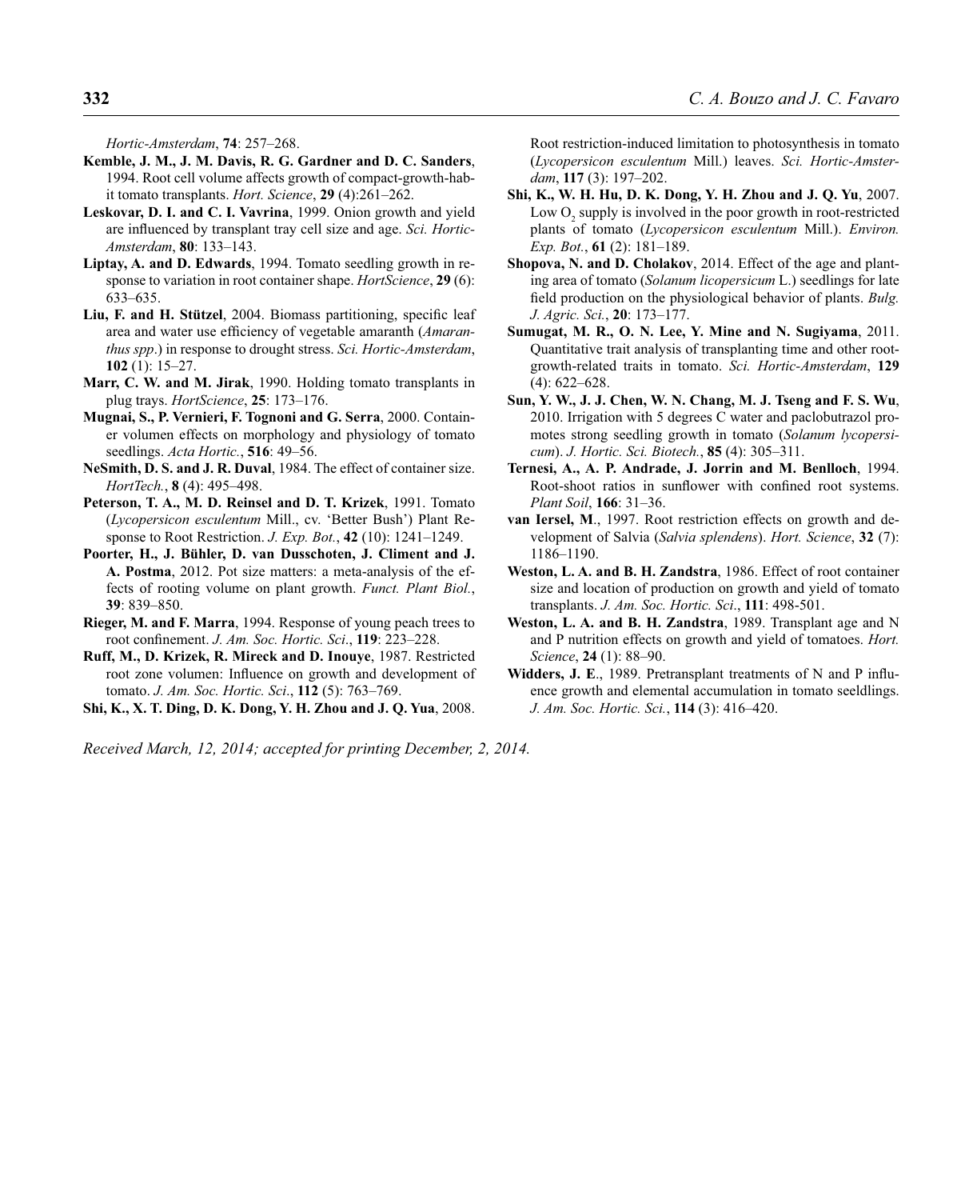*Hortic-Amsterdam*, **74**: 257–268.

**Kemble, J. M., J. M. Davis, R. G. Gardner and D. C. Sanders**, 1994. Root cell volume affects growth of compact-growth-habit tomato transplants. *Hort. Science*, **29** (4):261–262.

**Leskovar, D. I. and C. I. Vavrina**, 1999. Onion growth and yield are influenced by transplant tray cell size and age. *Sci. Hortic-Amsterdam*, **80**: 133–143.

**Liptay, A. and D. Edwards**, 1994. Tomato seedling growth in response to variation in root container shape. *HortScience*, **29** (6): 633–635.

**Liu, F. and H. Stützel**, 2004. Biomass partitioning, specific leaf area and water use efficiency of vegetable amaranth (*Amaranthus spp*.) in response to drought stress. *Sci. Hortic-Amsterdam*, **102** (1): 15–27.

**Marr, C. W. and M. Jirak**, 1990. Holding tomato transplants in plug trays. *HortScience*, **25**: 173–176.

**Mugnai, S., P. Vernieri, F. Tognoni and G. Serra**, 2000. Container volumen effects on morphology and physiology of tomato seedlings. *Acta Hortic.*, **516**: 49–56.

**NeSmith, D. S. and J. R. Duval**, 1984. The effect of container size. *HortTech.*, **8** (4): 495–498.

**Peterson, T. A., M. D. Reinsel and D. T. Krizek**, 1991. Tomato (*Lycopersicon esculentum* Mill., cv. 'Better Bush') Plant Response to Root Restriction. *J. Exp. Bot.*, **42** (10): 1241–1249.

**Poorter, H., J. Bühler, D. van Dusschoten, J. Climent and J. A. Postma**, 2012. Pot size matters: a meta-analysis of the effects of rooting volume on plant growth. *Funct. Plant Biol.*, **39**: 839–850.

**Rieger, M. and F. Marra**, 1994. Response of young peach trees to root confinement. *J. Am. Soc. Hortic. Sci*., **119**: 223–228.

**Ruff, M., D. Krizek, R. Mireck and D. Inouye**, 1987. Restricted root zone volumen: Influence on growth and development of tomato. *J. Am. Soc. Hortic. Sci*., **112** (5): 763–769.

**Shi, K., X. T. Ding, D. K. Dong, Y. H. Zhou and J. Q. Yua**, 2008. Root restriction-induced limitation to photosynthesis in tomato (*Lycopersicon esculentum* Mill.) leaves. *Sci. Hortic-Amsterdam*, **117** (3): 197–202.

**Shi, K., W. H. Hu, D. K. Dong, Y. H. Zhou and J. Q. Yu**, 2007. Low $O_2$ supply is involved in the poor growth in root-restricted plants of tomato (*Lycopersicon esculentum* Mill.). *Environ. Exp. Bot.*, **61** (2): 181–189.

**Shopova, N. and D. Cholakov**, 2014. Effect of the age and planting area of tomato (*Solanum licopersicum* L.) seedlings for late field production on the physiological behavior of plants. *Bulg. J. Agric. Sci.*, **20**: 173–177.

**Sumugat, M. R., O. N. Lee, Y. Mine and N. Sugiyama**, 2011. Quantitative trait analysis of transplanting time and other root-growth-related traits in tomato. *Sci. Hortic-Amsterdam*, **129** (4): 622–628.

**Sun, Y. W., J. J. Chen, W. N. Chang, M. J. Tseng and F. S. Wu**, 2010. Irrigation with 5 degrees C water and paclobutrazol promotes strong seedling growth in tomato (*Solanum lycopersicum*). *J. Hortic. Sci. Biotech.*, **85** (4): 305–311.

**Ternesi, A., A. P. Andrade, J. Jorrin and M. Benlloch**, 1994. Root-shoot ratios in sunflower with confined root systems. *Plant Soil*, **166**: 31–36.

**van Iersel, M**., 1997. Root restriction effects on growth and development of Salvia (*Salvia splendens*). *Hort. Science*, **32** (7): 1186–1190.

**Weston, L. A. and B. H. Zandstra**, 1986. Effect of root container size and location of production on growth and yield of tomato transplants. *J. Am. Soc. Hortic. Sci*., **111**: 498-501.

**Weston, L. A. and B. H. Zandstra**, 1989. Transplant age and N and P nutrition effects on growth and yield of tomatoes. *Hort. Science*, **24** (1): 88–90.

**Widders, J. E**., 1989. Pretransplant treatments of N and P influence growth and elemental accumulation in tomato seeldlings. *J. Am. Soc. Hortic. Sci.*, **114** (3): 416–420.

*Received March, 12, 2014; accepted for printing December, 2, 2014.*